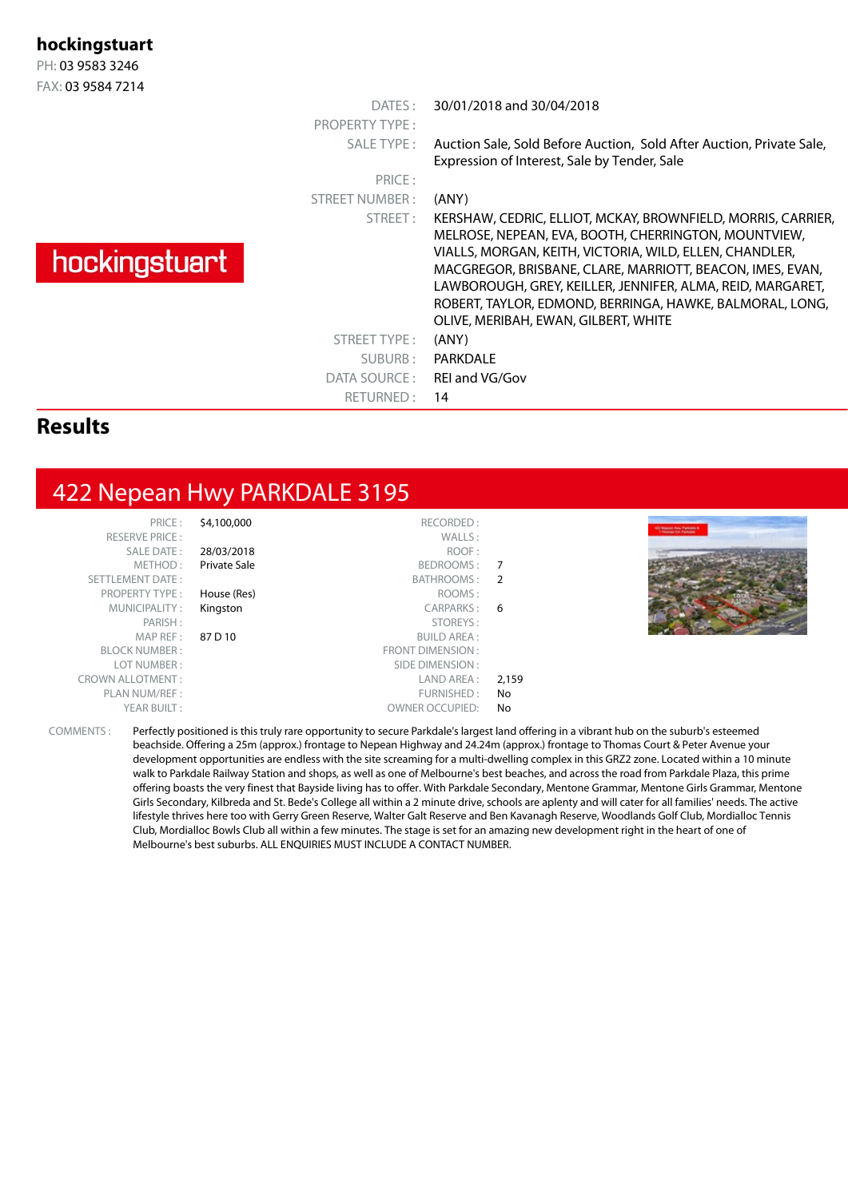**hockingstuart**
PH: 03 9583 3246
FAX: 03 9584 7214

hockingstuart

| | |
|---|---|
| DATES : | 30/01/2018 and 30/04/2018 |
| PROPERTY TYPE : | |
| SALE TYPE : | Auction Sale, Sold Before Auction, Sold After Auction, Private Sale, Expression of Interest, Sale by Tender, Sale |
| PRICE : | |
| STREET NUMBER : | (ANY) |
| STREET : | KERSHAW, CEDRIC, ELLIOT, MCKAY, BROWNFIELD, MORRIS, CARRIER, MELROSE, NEPEAN, EVA, BOOTH, CHERRINGTON, MOUNTVIEW, VIALLS, MORGAN, KEITH, VICTORIA, WILD, ELLEN, CHANDLER, MACGREGOR, BRISBANE, CLARE, MARRIOTT, BEACON, IMES, EVAN, LAWBOROUGH, GREY, KEILLER, JENNIFER, ALMA, REID, MARGARET, ROBERT, TAYLOR, EDMOND, BERRINGA, HAWKE, BALMORAL, LONG, OLIVE, MERIBAH, EWAN, GILBERT, WHITE |
| STREET TYPE : | (ANY) |
| SUBURB : | PARKDALE |
| DATA SOURCE : | REI and VG/Gov |
| RETURNED : | 14 |

## Results

## 422 Nepean Hwy PARKDALE 3195

| | | | |
|---|---|---|---|
| PRICE : | $4,100,000 | RECORDED : | |
| RESERVE PRICE : | | WALLS : | |
| SALE DATE : | 28/03/2018 | ROOF : | |
| METHOD : | Private Sale | BEDROOMS : | 7 |
| SETTLEMENT DATE : | | BATHROOMS : | 2 |
| PROPERTY TYPE : | House (Res) | ROOMS : | |
| MUNICIPALITY : | Kingston | CARPARKS : | 6 |
| PARISH : | | STOREYS : | |
| MAP REF : | 87 D 10 | BUILD AREA : | |
| BLOCK NUMBER : | | FRONT DIMENSION : | |
| LOT NUMBER : | | SIDE DIMENSION : | |
| CROWN ALLOTMENT : | | LAND AREA : | 2,159 |
| PLAN NUM/REF : | | FURNISHED : | No |
| YEAR BUILT : | | OWNER OCCUPIED: | No |

COMMENTS : Perfectly positioned is this truly rare opportunity to secure Parkdale's largest land offering in a vibrant hub on the suburb's esteemed beachside. Offering a 25m (approx.) frontage to Nepean Highway and 24.24m (approx.) frontage to Thomas Court & Peter Avenue your development opportunities are endless with the site screaming for a multi-dwelling complex in this GRZ2 zone. Located within a 10 minute walk to Parkdale Railway Station and shops, as well as one of Melbourne's best beaches, and across the road from Parkdale Plaza, this prime offering boasts the very finest that Bayside living has to offer. With Parkdale Secondary, Mentone Grammar, Mentone Girls Grammar, Mentone Girls Secondary, Kilbreda and St. Bede's College all within a 2 minute drive, schools are aplenty and will cater for all families' needs. The active lifestyle thrives here too with Gerry Green Reserve, Walter Galt Reserve and Ben Kavanagh Reserve, Woodlands Golf Club, Mordialloc Tennis Club, Mordialloc Bowls Club all within a few minutes. The stage is set for an amazing new development right in the heart of one of Melbourne's best suburbs. ALL ENQUIRIES MUST INCLUDE A CONTACT NUMBER.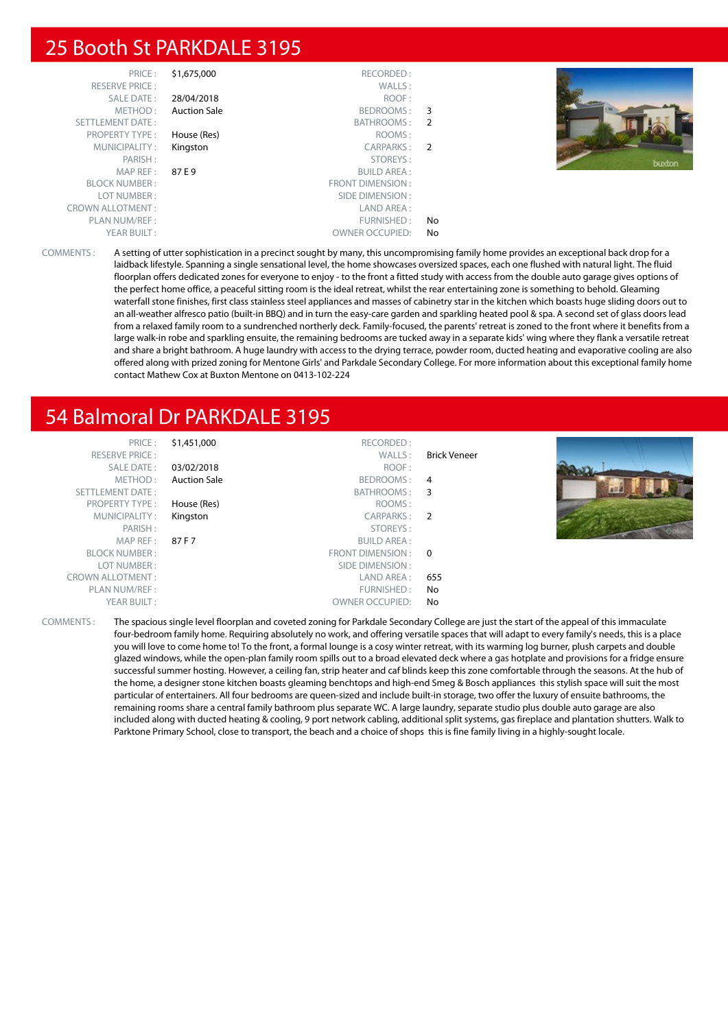## 25 Booth St PARKDALE 3195

| | | | |
|---|---|---|---|
| PRICE : | $1,675,000 | RECORDED : | |
| RESERVE PRICE : | | WALLS : | |
| SALE DATE : | 28/04/2018 | ROOF : | |
| METHOD : | Auction Sale | BEDROOMS : | 3 |
| SETTLEMENT DATE : | | BATHROOMS : | 2 |
| PROPERTY TYPE : | House (Res) | ROOMS : | |
| MUNICIPALITY : | Kingston | CARPARKS : | 2 |
| PARISH : | | STOREYS : | |
| MAP REF : | 87 E 9 | BUILD AREA : | |
| BLOCK NUMBER : | | FRONT DIMENSION : | |
| LOT NUMBER : | | SIDE DIMENSION : | |
| CROWN ALLOTMENT : | | LAND AREA : | |
| PLAN NUM/REF : | | FURNISHED : | No |
| YEAR BUILT : | | OWNER OCCUPIED: | No |

COMMENTS : A setting of utter sophistication in a precinct sought by many, this uncompromising family home provides an exceptional back drop for a laidback lifestyle. Spanning a single sensational level, the home showcases oversized spaces, each one flushed with natural light. The fluid floorplan offers dedicated zones for everyone to enjoy - to the front a fitted study with access from the double auto garage gives options of the perfect home office, a peaceful sitting room is the ideal retreat, whilst the rear entertaining zone is something to behold. Gleaming waterfall stone finishes, first class stainless steel appliances and masses of cabinetry star in the kitchen which boasts huge sliding doors out to an all-weather alfresco patio (built-in BBQ) and in turn the easy-care garden and sparkling heated pool & spa. A second set of glass doors lead from a relaxed family room to a sundrenched northerly deck. Family-focused, the parents' retreat is zoned to the front where it benefits from a large walk-in robe and sparkling ensuite, the remaining bedrooms are tucked away in a separate kids' wing where they flank a versatile retreat and share a bright bathroom. A huge laundry with access to the drying terrace, powder room, ducted heating and evaporative cooling are also offered along with prized zoning for Mentone Girls' and Parkdale Secondary College. For more information about this exceptional family home contact Mathew Cox at Buxton Mentone on 0413-102-224

## 54 Balmoral Dr PARKDALE 3195

| | | | |
|---|---|---|---|
| PRICE : | $1,451,000 | RECORDED : | |
| RESERVE PRICE : | | WALLS : | Brick Veneer |
| SALE DATE : | 03/02/2018 | ROOF : | |
| METHOD : | Auction Sale | BEDROOMS : | 4 |
| SETTLEMENT DATE : | | BATHROOMS : | 3 |
| PROPERTY TYPE : | House (Res) | ROOMS : | |
| MUNICIPALITY : | Kingston | CARPARKS : | 2 |
| PARISH : | | STOREYS : | |
| MAP REF : | 87 F 7 | BUILD AREA : | |
| BLOCK NUMBER : | | FRONT DIMENSION : | 0 |
| LOT NUMBER : | | SIDE DIMENSION : | |
| CROWN ALLOTMENT : | | LAND AREA : | 655 |
| PLAN NUM/REF : | | FURNISHED : | No |
| YEAR BUILT : | | OWNER OCCUPIED: | No |

COMMENTS : The spacious single level floorplan and coveted zoning for Parkdale Secondary College are just the start of the appeal of this immaculate four-bedroom family home. Requiring absolutely no work, and offering versatile spaces that will adapt to every family's needs, this is a place you will love to come home to! To the front, a formal lounge is a cosy winter retreat, with its warming log burner, plush carpets and double glazed windows, while the open-plan family room spills out to a broad elevated deck where a gas hotplate and provisions for a fridge ensure successful summer hosting. However, a ceiling fan, strip heater and caf blinds keep this zone comfortable through the seasons. At the hub of the home, a designer stone kitchen boasts gleaming benchtops and high-end Smeg & Bosch appliances this stylish space will suit the most particular of entertainers. All four bedrooms are queen-sized and include built-in storage, two offer the luxury of ensuite bathrooms, the remaining rooms share a central family bathroom plus separate WC. A large laundry, separate studio plus double auto garage are also included along with ducted heating & cooling, 9 port network cabling, additional split systems, gas fireplace and plantation shutters. Walk to Parktone Primary School, close to transport, the beach and a choice of shops this is fine family living in a highly-sought locale.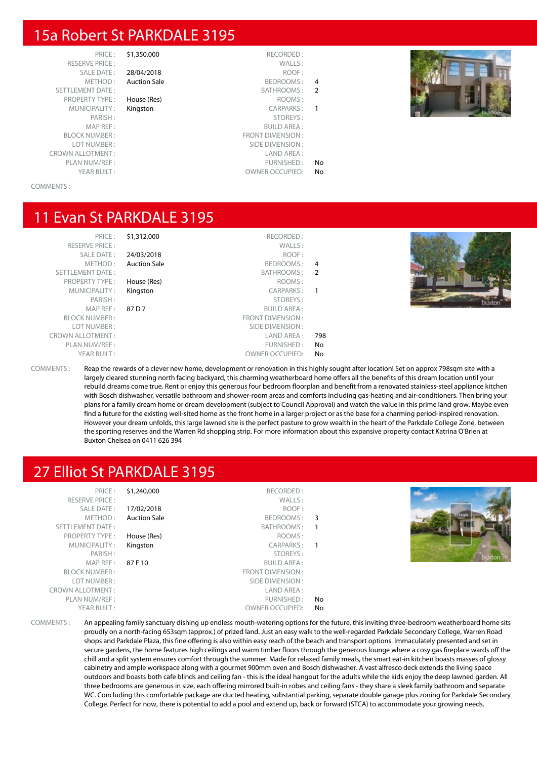## 15a Robert St PARKDALE 3195

| | | | |
|---|---|---|---|
| PRICE : | $1,350,000 | RECORDED : | |
| RESERVE PRICE : | | WALLS : | |
| SALE DATE : | 28/04/2018 | ROOF : | |
| METHOD : | Auction Sale | BEDROOMS : | 4 |
| SETTLEMENT DATE : | | BATHROOMS : | 2 |
| PROPERTY TYPE : | House (Res) | ROOMS : | |
| MUNICIPALITY : | Kingston | CARPARKS : | 1 |
| PARISH : | | STOREYS : | |
| MAP REF : | | BUILD AREA : | |
| BLOCK NUMBER : | | FRONT DIMENSION : | |
| LOT NUMBER : | | SIDE DIMENSION : | |
| CROWN ALLOTMENT : | | LAND AREA : | |
| PLAN NUM/REF : | | FURNISHED : | No |
| YEAR BUILT : | | OWNER OCCUPIED: | No |

COMMENTS :

## 11 Evan St PARKDALE 3195

| | | | |
|---|---|---|---|
| PRICE : | $1,312,000 | RECORDED : | |
| RESERVE PRICE : | | WALLS : | |
| SALE DATE : | 24/03/2018 | ROOF : | |
| METHOD : | Auction Sale | BEDROOMS : | 4 |
| SETTLEMENT DATE : | | BATHROOMS : | 2 |
| PROPERTY TYPE : | House (Res) | ROOMS : | |
| MUNICIPALITY : | Kingston | CARPARKS : | 1 |
| PARISH : | | STOREYS : | |
| MAP REF : | 87 D 7 | BUILD AREA : | |
| BLOCK NUMBER : | | FRONT DIMENSION : | |
| LOT NUMBER : | | SIDE DIMENSION : | |
| CROWN ALLOTMENT : | | LAND AREA : | 798 |
| PLAN NUM/REF : | | FURNISHED : | No |
| YEAR BUILT : | | OWNER OCCUPIED: | No |

COMMENTS : Reap the rewards of a clever new home, development or renovation in this highly sought after location! Set on approx 798sqm site with a largely cleared stunning north facing backyard, this charming weatherboard home offers all the benefits of this dream location until your rebuild dreams come true. Rent or enjoy this generous four bedroom floorplan and benefit from a renovated stainless-steel appliance kitchen with Bosch dishwasher, versatile bathroom and shower-room areas and comforts including gas-heating and air-conditioners. Then bring your plans for a family dream home or dream development (subject to Council Approval) and watch the value in this prime land grow. Maybe even find a future for the existing well-sited home as the front home in a larger project or as the base for a charming period-inspired renovation. However your dream unfolds, this large lawned site is the perfect pasture to grow wealth in the heart of the Parkdale College Zone, between the sporting reserves and the Warren Rd shopping strip. For more information about this expansive property contact Katrina O'Brien at Buxton Chelsea on 0411 626 394

## 27 Elliot St PARKDALE 3195

| | | | |
|---|---|---|---|
| PRICE : | $1,240,000 | RECORDED : | |
| RESERVE PRICE : | | WALLS : | |
| SALE DATE : | 17/02/2018 | ROOF : | |
| METHOD : | Auction Sale | BEDROOMS : | 3 |
| SETTLEMENT DATE : | | BATHROOMS : | 1 |
| PROPERTY TYPE : | House (Res) | ROOMS : | |
| MUNICIPALITY : | Kingston | CARPARKS : | 1 |
| PARISH : | | STOREYS : | |
| MAP REF : | 87 F 10 | BUILD AREA : | |
| BLOCK NUMBER : | | FRONT DIMENSION : | |
| LOT NUMBER : | | SIDE DIMENSION : | |
| CROWN ALLOTMENT : | | LAND AREA : | |
| PLAN NUM/REF : | | FURNISHED : | No |
| YEAR BUILT : | | OWNER OCCUPIED: | No |

COMMENTS : An appealing family sanctuary dishing up endless mouth-watering options for the future, this inviting three-bedroom weatherboard home sits proudly on a north-facing 653sqm (approx.) of prized land. Just an easy walk to the well-regarded Parkdale Secondary College, Warren Road shops and Parkdale Plaza, this fine offering is also within easy reach of the beach and transport options. Immaculately presented and set in secure gardens, the home features high ceilings and warm timber floors through the generous lounge where a cosy gas fireplace wards off the chill and a split system ensures comfort through the summer. Made for relaxed family meals, the smart eat-in kitchen boasts masses of glossy cabinetry and ample workspace along with a gourmet 900mm oven and Bosch dishwasher. A vast alfresco deck extends the living space outdoors and boasts both cafe blinds and ceiling fan - this is the ideal hangout for the adults while the kids enjoy the deep lawned garden. All three bedrooms are generous in size, each offering mirrored built-in robes and ceiling fans - they share a sleek family bathroom and separate WC. Concluding this comfortable package are ducted heating, substantial parking, separate double garage plus zoning for Parkdale Secondary College. Perfect for now, there is potential to add a pool and extend up, back or forward (STCA) to accommodate your growing needs.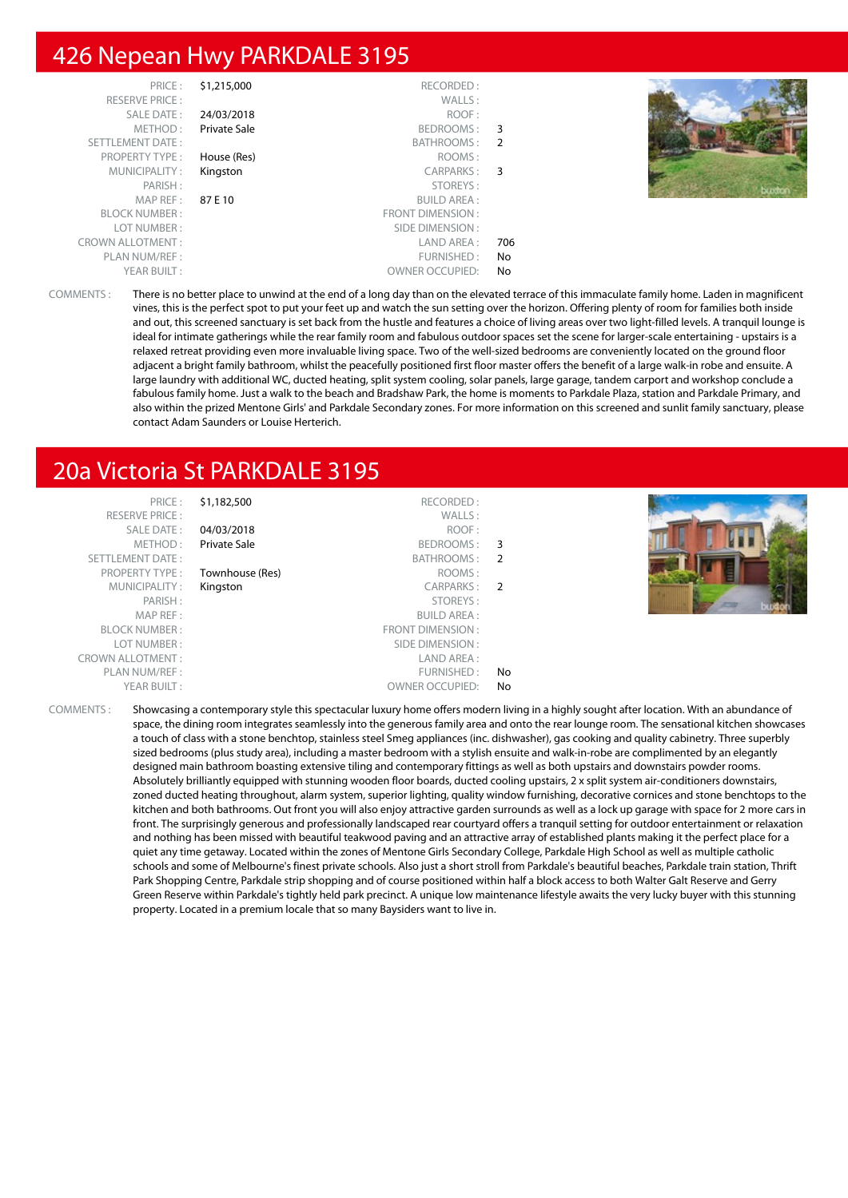# 426 Nepean Hwy PARKDALE 3195

| | | | |
|---|---|---|---|
| PRICE : | $1,215,000 | RECORDED : | |
| RESERVE PRICE : | | WALLS : | |
| SALE DATE : | 24/03/2018 | ROOF : | |
| METHOD : | Private Sale | BEDROOMS : | 3 |
| SETTLEMENT DATE : | | BATHROOMS : | 2 |
| PROPERTY TYPE : | House (Res) | ROOMS : | |
| MUNICIPALITY : | Kingston | CARPARKS : | 3 |
| PARISH : | | STOREYS : | |
| MAP REF : | 87 E 10 | BUILD AREA : | |
| BLOCK NUMBER : | | FRONT DIMENSION : | |
| LOT NUMBER : | | SIDE DIMENSION : | |
| CROWN ALLOTMENT : | | LAND AREA : | 706 |
| PLAN NUM/REF : | | FURNISHED : | No |
| YEAR BUILT : | | OWNER OCCUPIED: | No |

COMMENTS : There is no better place to unwind at the end of a long day than on the elevated terrace of this immaculate family home. Laden in magnificent vines, this is the perfect spot to put your feet up and watch the sun setting over the horizon. Offering plenty of room for families both inside and out, this screened sanctuary is set back from the hustle and features a choice of living areas over two light-filled levels. A tranquil lounge is ideal for intimate gatherings while the rear family room and fabulous outdoor spaces set the scene for larger-scale entertaining - upstairs is a relaxed retreat providing even more invaluable living space. Two of the well-sized bedrooms are conveniently located on the ground floor adjacent a bright family bathroom, whilst the peacefully positioned first floor master offers the benefit of a large walk-in robe and ensuite. A large laundry with additional WC, ducted heating, split system cooling, solar panels, large garage, tandem carport and workshop conclude a fabulous family home. Just a walk to the beach and Bradshaw Park, the home is moments to Parkdale Plaza, station and Parkdale Primary, and also within the prized Mentone Girls' and Parkdale Secondary zones. For more information on this screened and sunlit family sanctuary, please contact Adam Saunders or Louise Herterich.

# 20a Victoria St PARKDALE 3195

| | | | |
|---|---|---|---|
| PRICE : | $1,182,500 | RECORDED : | |
| RESERVE PRICE : | | WALLS : | |
| SALE DATE : | 04/03/2018 | ROOF : | |
| METHOD : | Private Sale | BEDROOMS : | 3 |
| SETTLEMENT DATE : | | BATHROOMS : | 2 |
| PROPERTY TYPE : | Townhouse (Res) | ROOMS : | |
| MUNICIPALITY : | Kingston | CARPARKS : | 2 |
| PARISH : | | STOREYS : | |
| MAP REF : | | BUILD AREA : | |
| BLOCK NUMBER : | | FRONT DIMENSION : | |
| LOT NUMBER : | | SIDE DIMENSION : | |
| CROWN ALLOTMENT : | | LAND AREA : | |
| PLAN NUM/REF : | | FURNISHED : | No |
| YEAR BUILT : | | OWNER OCCUPIED: | No |

COMMENTS : Showcasing a contemporary style this spectacular luxury home offers modern living in a highly sought after location. With an abundance of space, the dining room integrates seamlessly into the generous family area and onto the rear lounge room. The sensational kitchen showcases a touch of class with a stone benchtop, stainless steel Smeg appliances (inc. dishwasher), gas cooking and quality cabinetry. Three superbly sized bedrooms (plus study area), including a master bedroom with a stylish ensuite and walk-in-robe are complimented by an elegantly designed main bathroom boasting extensive tiling and contemporary fittings as well as both upstairs and downstairs powder rooms. Absolutely brilliantly equipped with stunning wooden floor boards, ducted cooling upstairs, 2 x split system air-conditioners downstairs, zoned ducted heating throughout, alarm system, superior lighting, quality window furnishing, decorative cornices and stone benchtops to the kitchen and both bathrooms. Out front you will also enjoy attractive garden surrounds as well as a lock up garage with space for 2 more cars in front. The surprisingly generous and professionally landscaped rear courtyard offers a tranquil setting for outdoor entertainment or relaxation and nothing has been missed with beautiful teakwood paving and an attractive array of established plants making it the perfect place for a quiet any time getaway. Located within the zones of Mentone Girls Secondary College, Parkdale High School as well as multiple catholic schools and some of Melbourne's finest private schools. Also just a short stroll from Parkdale's beautiful beaches, Parkdale train station, Thrift Park Shopping Centre, Parkdale strip shopping and of course positioned within half a block access to both Walter Galt Reserve and Gerry Green Reserve within Parkdale's tightly held park precinct. A unique low maintenance lifestyle awaits the very lucky buyer with this stunning property. Located in a premium locale that so many Baysiders want to live in.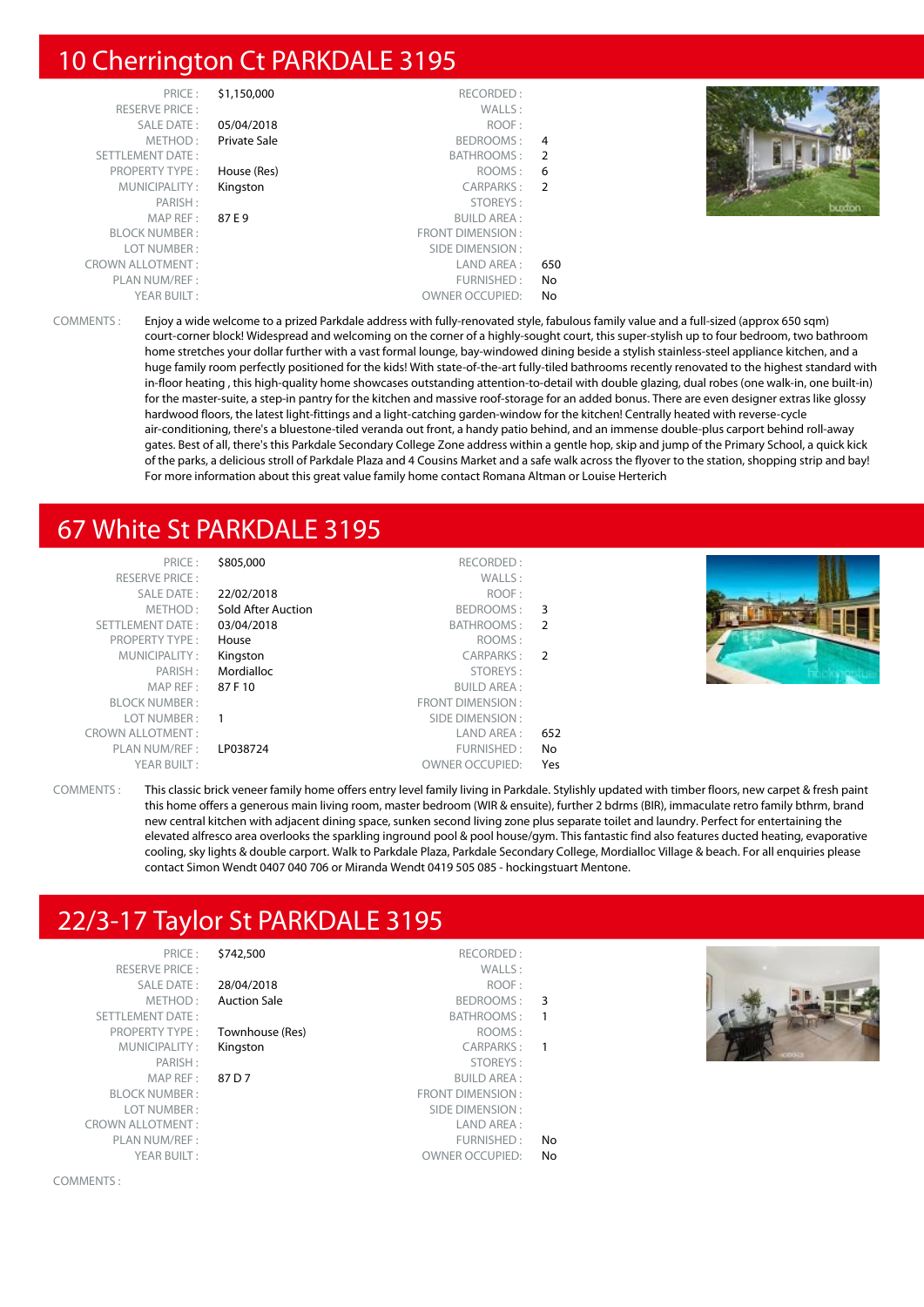# 10 Cherrington Ct PARKDALE 3195

| | | | |
|---|---|---|---|
| PRICE : | $1,150,000 | RECORDED : | |
| RESERVE PRICE : | | WALLS : | |
| SALE DATE : | 05/04/2018 | ROOF : | |
| METHOD : | Private Sale | BEDROOMS : | 4 |
| SETTLEMENT DATE : | | BATHROOMS : | 2 |
| PROPERTY TYPE : | House (Res) | ROOMS : | 6 |
| MUNICIPALITY : | Kingston | CARPARKS : | 2 |
| PARISH : | | STOREYS : | |
| MAP REF : | 87 E 9 | BUILD AREA : | |
| BLOCK NUMBER : | | FRONT DIMENSION : | |
| LOT NUMBER : | | SIDE DIMENSION : | |
| CROWN ALLOTMENT : | | LAND AREA : | 650 |
| PLAN NUM/REF : | | FURNISHED : | No |
| YEAR BUILT : | | OWNER OCCUPIED: | No |

COMMENTS : Enjoy a wide welcome to a prized Parkdale address with fully-renovated style, fabulous family value and a full-sized (approx 650 sqm) court-corner block! Widespread and welcoming on the corner of a highly-sought court, this super-stylish up to four bedroom, two bathroom home stretches your dollar further with a vast formal lounge, bay-windowed dining beside a stylish stainless-steel appliance kitchen, and a huge family room perfectly positioned for the kids! With state-of-the-art fully-tiled bathrooms recently renovated to the highest standard with in-floor heating , this high-quality home showcases outstanding attention-to-detail with double glazing, dual robes (one walk-in, one built-in) for the master-suite, a step-in pantry for the kitchen and massive roof-storage for an added bonus. There are even designer extras like glossy hardwood floors, the latest light-fittings and a light-catching garden-window for the kitchen! Centrally heated with reverse-cycle air-conditioning, there's a bluestone-tiled veranda out front, a handy patio behind, and an immense double-plus carport behind roll-away gates. Best of all, there's this Parkdale Secondary College Zone address within a gentle hop, skip and jump of the Primary School, a quick kick of the parks, a delicious stroll of Parkdale Plaza and 4 Cousins Market and a safe walk across the flyover to the station, shopping strip and bay! For more information about this great value family home contact Romana Altman or Louise Herterich

# 67 White St PARKDALE 3195

| | | | |
|---|---|---|---|
| PRICE : | $805,000 | RECORDED : | |
| RESERVE PRICE : | | WALLS : | |
| SALE DATE : | 22/02/2018 | ROOF : | |
| METHOD : | Sold After Auction | BEDROOMS : | 3 |
| SETTLEMENT DATE : | 03/04/2018 | BATHROOMS : | 2 |
| PROPERTY TYPE : | House | ROOMS : | |
| MUNICIPALITY : | Kingston | CARPARKS : | 2 |
| PARISH : | Mordialloc | STOREYS : | |
| MAP REF : | 87 F 10 | BUILD AREA : | |
| BLOCK NUMBER : | | FRONT DIMENSION : | |
| LOT NUMBER : | 1 | SIDE DIMENSION : | |
| CROWN ALLOTMENT : | | LAND AREA : | 652 |
| PLAN NUM/REF : | LP038724 | FURNISHED : | No |
| YEAR BUILT : | | OWNER OCCUPIED: | Yes |

COMMENTS : This classic brick veneer family home offers entry level family living in Parkdale. Stylishly updated with timber floors, new carpet & fresh paint this home offers a generous main living room, master bedroom (WIR & ensuite), further 2 bdrms (BIR), immaculate retro family bthrm, brand new central kitchen with adjacent dining space, sunken second living zone plus separate toilet and laundry. Perfect for entertaining the elevated alfresco area overlooks the sparkling inground pool & pool house/gym. This fantastic find also features ducted heating, evaporative cooling, sky lights & double carport. Walk to Parkdale Plaza, Parkdale Secondary College, Mordialloc Village & beach. For all enquiries please contact Simon Wendt 0407 040 706 or Miranda Wendt 0419 505 085 - hockingstuart Mentone.

# 22/3-17 Taylor St PARKDALE 3195

| | | | |
|---|---|---|---|
| PRICE : | $742,500 | RECORDED : | |
| RESERVE PRICE : | | WALLS : | |
| SALE DATE : | 28/04/2018 | ROOF : | |
| METHOD : | Auction Sale | BEDROOMS : | 3 |
| SETTLEMENT DATE : | | BATHROOMS : | 1 |
| PROPERTY TYPE : | Townhouse (Res) | ROOMS : | |
| MUNICIPALITY : | Kingston | CARPARKS : | 1 |
| PARISH : | | STOREYS : | |
| MAP REF : | 87 D 7 | BUILD AREA : | |
| BLOCK NUMBER : | | FRONT DIMENSION : | |
| LOT NUMBER : | | SIDE DIMENSION : | |
| CROWN ALLOTMENT : | | LAND AREA : | |
| PLAN NUM/REF : | | FURNISHED : | No |
| YEAR BUILT : | | OWNER OCCUPIED: | No |

COMMENTS :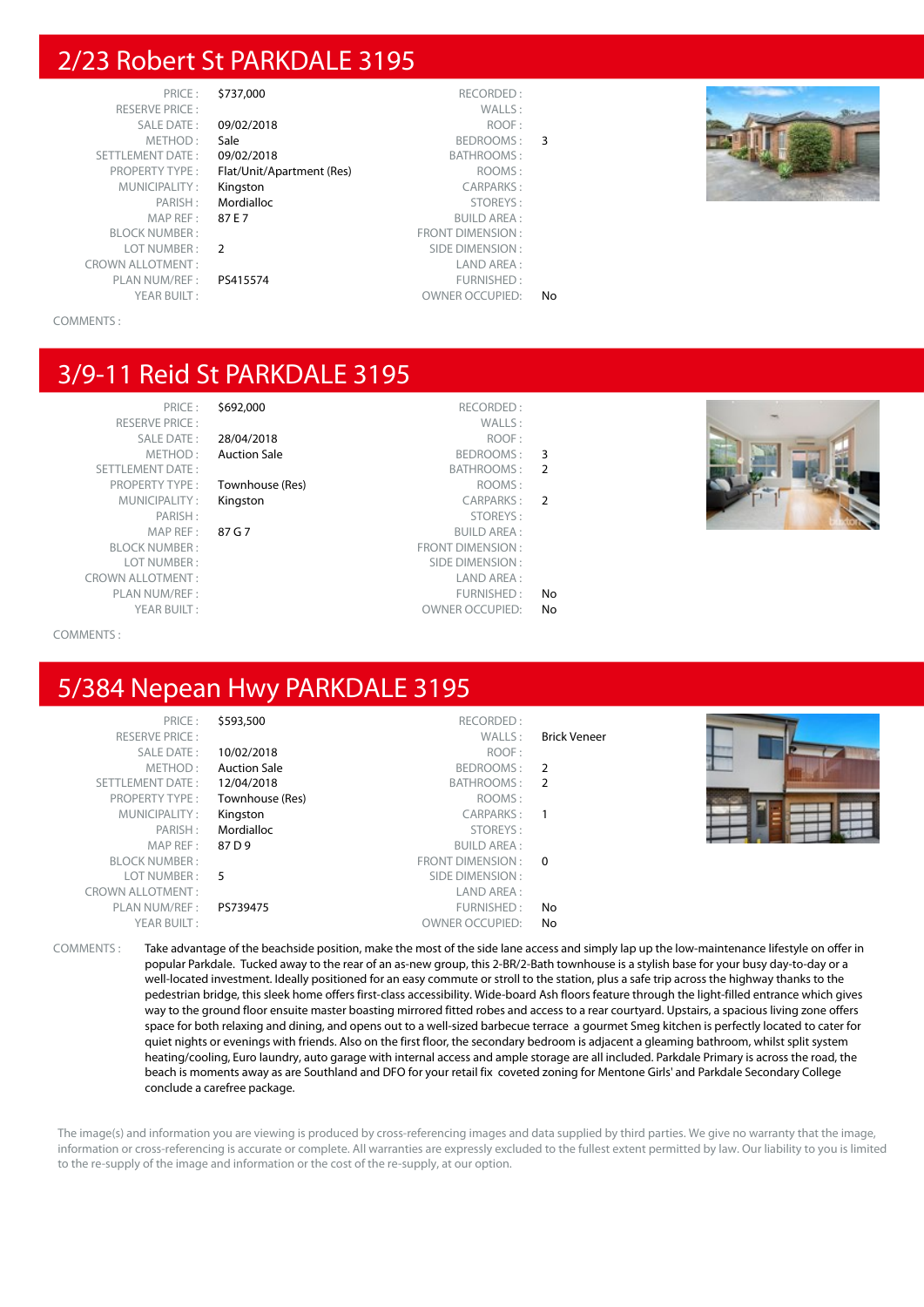## 2/23 Robert St PARKDALE 3195

| | | | |
|---|---|---|---|
| PRICE : | $737,000 | RECORDED : | |
| RESERVE PRICE : | | WALLS : | |
| SALE DATE : | 09/02/2018 | ROOF : | |
| METHOD : | Sale | BEDROOMS : | 3 |
| SETTLEMENT DATE : | 09/02/2018 | BATHROOMS : | |
| PROPERTY TYPE : | Flat/Unit/Apartment (Res) | ROOMS : | |
| MUNICIPALITY : | Kingston | CARPARKS : | |
| PARISH : | Mordialloc | STOREYS : | |
| MAP REF : | 87 E 7 | BUILD AREA : | |
| BLOCK NUMBER : | | FRONT DIMENSION : | |
| LOT NUMBER : | 2 | SIDE DIMENSION : | |
| CROWN ALLOTMENT : | | LAND AREA : | |
| PLAN NUM/REF : | PS415574 | FURNISHED : | |
| YEAR BUILT : | | OWNER OCCUPIED: | No |

COMMENTS :

## 3/9-11 Reid St PARKDALE 3195

| | | | |
|---|---|---|---|
| PRICE : | $692,000 | RECORDED : | |
| RESERVE PRICE : | | WALLS : | |
| SALE DATE : | 28/04/2018 | ROOF : | |
| METHOD : | Auction Sale | BEDROOMS : | 3 |
| SETTLEMENT DATE : | | BATHROOMS : | 2 |
| PROPERTY TYPE : | Townhouse (Res) | ROOMS : | |
| MUNICIPALITY : | Kingston | CARPARKS : | 2 |
| PARISH : | | STOREYS : | |
| MAP REF : | 87 G 7 | BUILD AREA : | |
| BLOCK NUMBER : | | FRONT DIMENSION : | |
| LOT NUMBER : | | SIDE DIMENSION : | |
| CROWN ALLOTMENT : | | LAND AREA : | |
| PLAN NUM/REF : | | FURNISHED : | No |
| YEAR BUILT : | | OWNER OCCUPIED: | No |

COMMENTS :

## 5/384 Nepean Hwy PARKDALE 3195

| | | | |
|---|---|---|---|
| PRICE : | $593,500 | RECORDED : | |
| RESERVE PRICE : | | WALLS : | Brick Veneer |
| SALE DATE : | 10/02/2018 | ROOF : | |
| METHOD : | Auction Sale | BEDROOMS : | 2 |
| SETTLEMENT DATE : | 12/04/2018 | BATHROOMS : | 2 |
| PROPERTY TYPE : | Townhouse (Res) | ROOMS : | |
| MUNICIPALITY : | Kingston | CARPARKS : | 1 |
| PARISH : | Mordialloc | STOREYS : | |
| MAP REF : | 87 D 9 | BUILD AREA : | |
| BLOCK NUMBER : | | FRONT DIMENSION : | 0 |
| LOT NUMBER : | 5 | SIDE DIMENSION : | |
| CROWN ALLOTMENT : | | LAND AREA : | |
| PLAN NUM/REF : | PS739475 | FURNISHED : | No |
| YEAR BUILT : | | OWNER OCCUPIED: | No |

COMMENTS : Take advantage of the beachside position, make the most of the side lane access and simply lap up the low-maintenance lifestyle on offer in popular Parkdale. Tucked away to the rear of an as-new group, this 2-BR/2-Bath townhouse is a stylish base for your busy day-to-day or a well-located investment. Ideally positioned for an easy commute or stroll to the station, plus a safe trip across the highway thanks to the pedestrian bridge, this sleek home offers first-class accessibility. Wide-board Ash floors feature through the light-filled entrance which gives way to the ground floor ensuite master boasting mirrored fitted robes and access to a rear courtyard. Upstairs, a spacious living zone offers space for both relaxing and dining, and opens out to a well-sized barbecue terrace a gourmet Smeg kitchen is perfectly located to cater for quiet nights or evenings with friends. Also on the first floor, the secondary bedroom is adjacent a gleaming bathroom, whilst split system heating/cooling, Euro laundry, auto garage with internal access and ample storage are all included. Parkdale Primary is across the road, the beach is moments away as are Southland and DFO for your retail fix coveted zoning for Mentone Girls' and Parkdale Secondary College conclude a carefree package.

The image(s) and information you are viewing is produced by cross-referencing images and data supplied by third parties. We give no warranty that the image, information or cross-referencing is accurate or complete. All warranties are expressly excluded to the fullest extent permitted by law. Our liability to you is limited to the re-supply of the image and information or the cost of the re-supply, at our option.